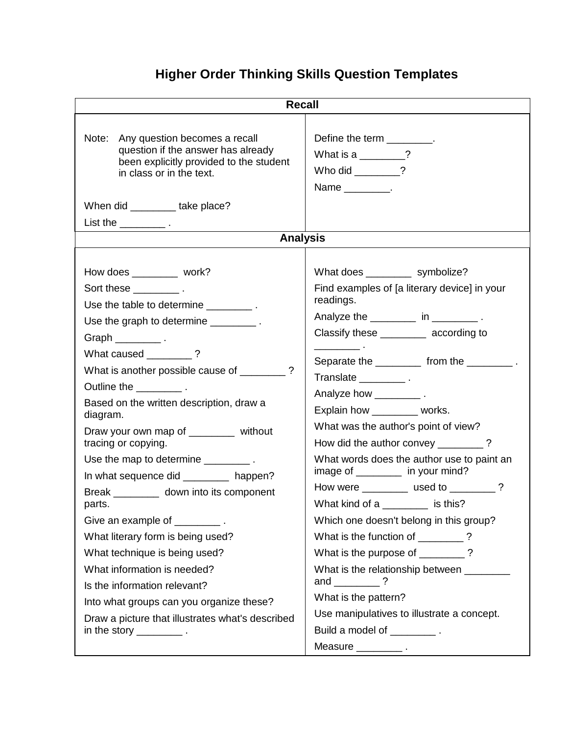# Higher Order Thinking Skills Question Templates

| Recall | |
|---|---|
| Note: Any question becomes a recall question if the answer has already been explicitly provided to the student in class or in the text.<br><br>When did ________ take place?<br>List the ________ . | Define the term ________.<br>What is a ________?<br>Who did ________?<br>Name ________. |

| Analysis | |
|---|---|
| How does ________ work?<br>Sort these ________ .<br>Use the table to determine ________ .<br>Use the graph to determine ________ .<br>Graph ________ .<br>What caused ________ ?<br>What is another possible cause of ________ ?<br>Outline the ________ .<br>Based on the written description, draw a diagram.<br>Draw your own map of ________ without tracing or copying.<br>Use the map to determine ________ .<br>In what sequence did ________ happen?<br>Break ________ down into its component parts.<br>Give an example of ________ .<br>What literary form is being used?<br>What technique is being used?<br>What information is needed?<br>Is the information relevant?<br>Into what groups can you organize these?<br>Draw a picture that illustrates what's described in the story ________ . | What does ________ symbolize?<br>Find examples of [a literary device] in your readings.<br>Analyze the ________ in ________ .<br>Classify these ________ according to ________ .<br>Separate the ________ from the ________ .<br>Translate ________ .<br>Analyze how ________ .<br>Explain how ________ works.<br>What was the author's point of view?<br>How did the author convey ________ ?<br>What words does the author use to paint an image of ________ in your mind?<br>How were ________ used to ________ ?<br>What kind of a ________ is this?<br>Which one doesn't belong in this group?<br>What is the function of ________ ?<br>What is the purpose of ________ ?<br>What is the relationship between ________ and ________ ?<br>What is the pattern?<br>Use manipulatives to illustrate a concept.<br>Build a model of ________ .<br>Measure ________ . |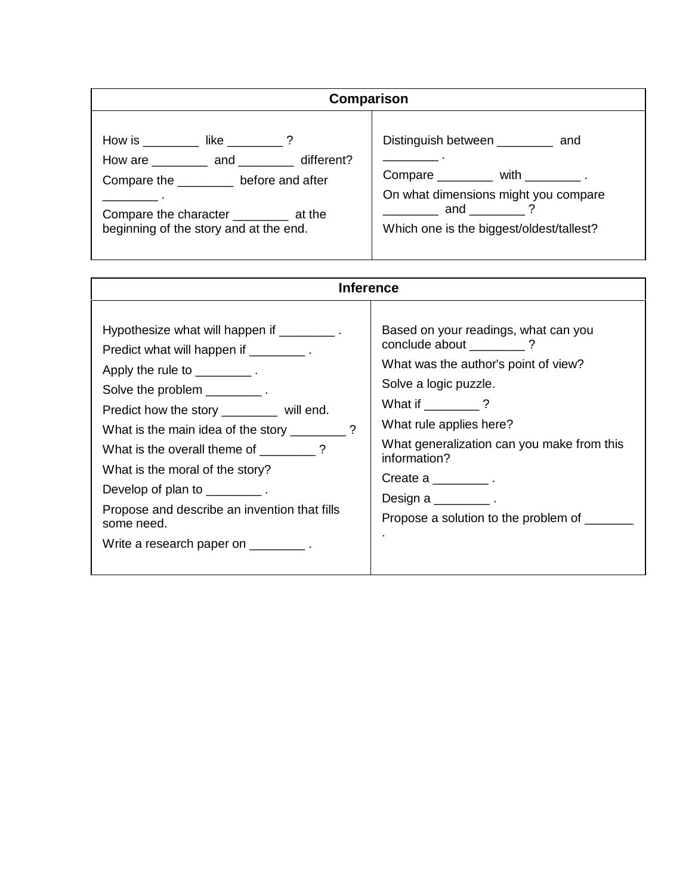| Comparison | |
|---|---|
| How is ________ like ________ ?<br>How are ________ and ________ different?<br>Compare the ________ before and after ________ .<br>Compare the character ________ at the beginning of the story and at the end. | Distinguish between ________ and ________ .<br>Compare ________ with ________ .<br>On what dimensions might you compare ________ and ________ ?<br>Which one is the biggest/oldest/tallest? |

| Inference | |
|---|---|
| Hypothesize what will happen if ________ .<br>Predict what will happen if ________ .<br>Apply the rule to ________ .<br>Solve the problem ________ .<br>Predict how the story ________ will end.<br>What is the main idea of the story ________ ?<br>What is the overall theme of ________ ?<br>What is the moral of the story?<br>Develop of plan to ________ .<br>Propose and describe an invention that fills some need.<br>Write a research paper on ________ . | Based on your readings, what can you conclude about ________ ?<br>What was the author's point of view?<br>Solve a logic puzzle.<br>What if ________ ?<br>What rule applies here?<br>What generalization can you make from this information?<br>Create a ________ .<br>Design a ________ .<br>Propose a solution to the problem of _______ . |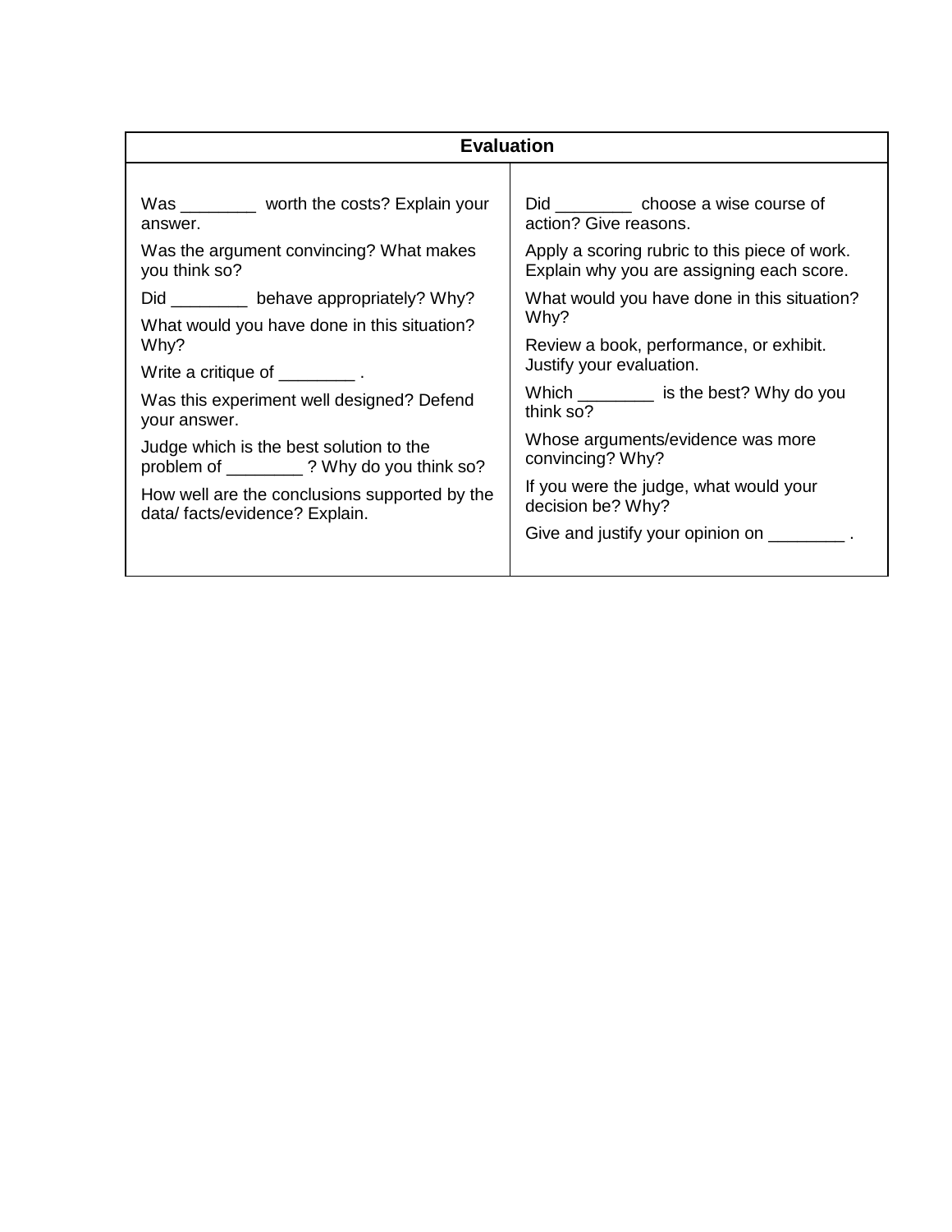| Evaluation | |
|---|---|
| Was ________ worth the costs? Explain your answer.<br><br>Was the argument convincing? What makes you think so?<br><br>Did ________ behave appropriately? Why?<br><br>What would you have done in this situation? Why?<br><br>Write a critique of ________ .<br><br>Was this experiment well designed? Defend your answer.<br><br>Judge which is the best solution to the problem of ________ ? Why do you think so?<br><br>How well are the conclusions supported by the data/ facts/evidence? Explain. | Did ________ choose a wise course of action? Give reasons.<br><br>Apply a scoring rubric to this piece of work. Explain why you are assigning each score.<br><br>What would you have done in this situation? Why?<br><br>Review a book, performance, or exhibit. Justify your evaluation.<br><br>Which ________ is the best? Why do you think so?<br><br>Whose arguments/evidence was more convincing? Why?<br><br>If you were the judge, what would your decision be? Why?<br><br>Give and justify your opinion on ________ . |